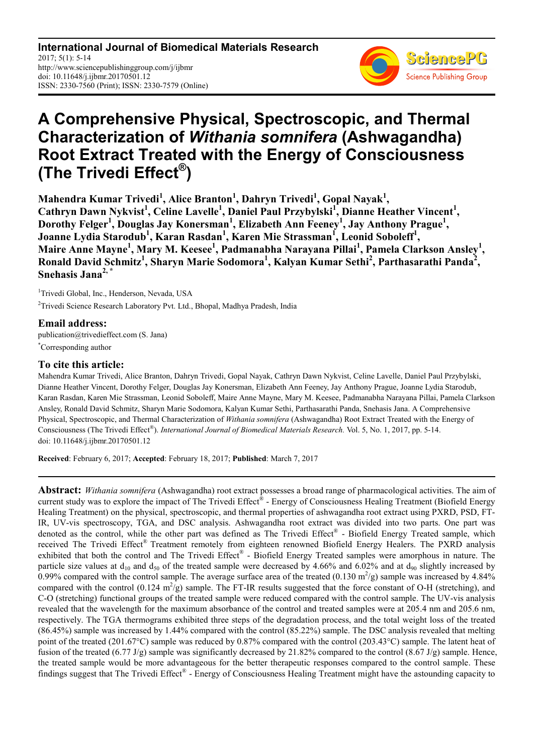# A Comprehensive Physical, Spectroscopic, and Thermal Characterization of *Withania somnifera* (Ashwagandha) Root Extract Treated with the Energy of Consciousness (The Trivedi Effect®)

**Mahendra Kumar Trivedi[1], Alice Branton[1], Dahryn Trivedi[1], Gopal Nayak[1], Cathryn Dawn Nykvist[1], Celine Lavelle[1], Daniel Paul Przybylski[1], Dianne Heather Vincent[1], Dorothy Felger[1], Douglas Jay Konersman[1], Elizabeth Ann Feeney[1], Jay Anthony Prague[1], Joanne Lydia Starodub[1], Karan Rasdan[1], Karen Mie Strassman[1], Leonid Soboleff[1], Maire Anne Mayne[1], Mary M. Keesee[1], Padmanabha Narayana Pillai[1], Pamela Clarkson Ansley[1], Ronald David Schmitz[1], Sharyn Marie Sodomora[1], Kalyan Kumar Sethi[2], Parthasarathi Panda[2], Snehasis Jana[2, *]**

[1]Trivedi Global, Inc., Henderson, Nevada, USA

[2]Trivedi Science Research Laboratory Pvt. Ltd., Bhopal, Madhya Pradesh, India

## Email address:

publication@trivedieffect.com (S. Jana)

[*]Corresponding author

## To cite this article:

Mahendra Kumar Trivedi, Alice Branton, Dahryn Trivedi, Gopal Nayak, Cathryn Dawn Nykvist, Celine Lavelle, Daniel Paul Przybylski, Dianne Heather Vincent, Dorothy Felger, Douglas Jay Konersman, Elizabeth Ann Feeney, Jay Anthony Prague, Joanne Lydia Starodub, Karan Rasdan, Karen Mie Strassman, Leonid Soboleff, Maire Anne Mayne, Mary M. Keesee, Padmanabha Narayana Pillai, Pamela Clarkson Ansley, Ronald David Schmitz, Sharyn Marie Sodomora, Kalyan Kumar Sethi, Parthasarathi Panda, Snehasis Jana. A Comprehensive Physical, Spectroscopic, and Thermal Characterization of *Withania somnifera* (Ashwagandha) Root Extract Treated with the Energy of Consciousness (The Trivedi Effect®). *International Journal of Biomedical Materials Research.* Vol. 5, No. 1, 2017, pp. 5-14. doi: 10.11648/j.ijbmr.20170501.12

**Received**: February 6, 2017; **Accepted**: February 18, 2017; **Published**: March 7, 2017

**Abstract:** *Withania somnifera* (Ashwagandha) root extract possesses a broad range of pharmacological activities. The aim of current study was to explore the impact of The Trivedi Effect® - Energy of Consciousness Healing Treatment (Biofield Energy Healing Treatment) on the physical, spectroscopic, and thermal properties of ashwagandha root extract using PXRD, PSD, FT-IR, UV-vis spectroscopy, TGA, and DSC analysis. Ashwagandha root extract was divided into two parts. One part was denoted as the control, while the other part was defined as The Trivedi Effect® - Biofield Energy Treated sample, which received The Trivedi Effect® Treatment remotely from eighteen renowned Biofield Energy Healers. The PXRD analysis exhibited that both the control and The Trivedi Effect® - Biofield Energy Treated samples were amorphous in nature. The particle size values at $d_{10}$ and $d_{50}$ of the treated sample were decreased by 4.66% and 6.02% and at $d_{90}$ slightly increased by 0.99% compared with the control sample. The average surface area of the treated (0.130 $m^2/g$) sample was increased by 4.84% compared with the control (0.124 $m^2/g$) sample. The FT-IR results suggested that the force constant of O-H (stretching), and C-O (stretching) functional groups of the treated sample were reduced compared with the control sample. The UV-vis analysis revealed that the wavelength for the maximum absorbance of the control and treated samples were at 205.4 nm and 205.6 nm, respectively. The TGA thermograms exhibited three steps of the degradation process, and the total weight loss of the treated (86.45%) sample was increased by 1.44% compared with the control (85.22%) sample. The DSC analysis revealed that melting point of the treated (201.67°C) sample was reduced by 0.87% compared with the control (203.43°C) sample. The latent heat of fusion of the treated (6.77 J/g) sample was significantly decreased by 21.82% compared to the control (8.67 J/g) sample. Hence, the treated sample would be more advantageous for the better therapeutic responses compared to the control sample. These findings suggest that The Trivedi Effect® - Energy of Consciousness Healing Treatment might have the astounding capacity to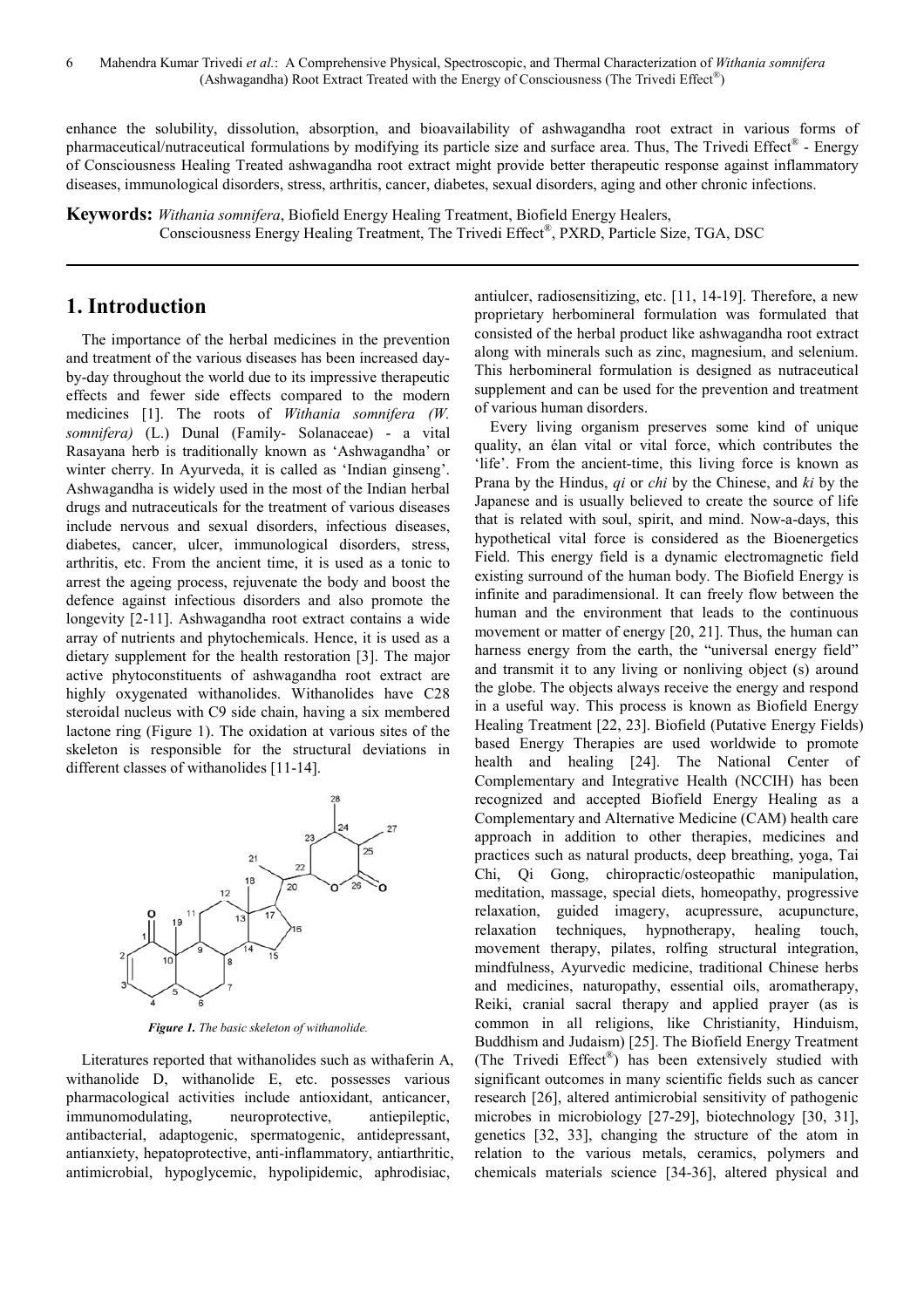enhance the solubility, dissolution, absorption, and bioavailability of ashwagandha root extract in various forms of pharmaceutical/nutraceutical formulations by modifying its particle size and surface area. Thus, The Trivedi Effect® - Energy of Consciousness Healing Treated ashwagandha root extract might provide better therapeutic response against inflammatory diseases, immunological disorders, stress, arthritis, cancer, diabetes, sexual disorders, aging and other chronic infections.

**Keywords:** *Withania somnifera*, Biofield Energy Healing Treatment, Biofield Energy Healers, Consciousness Energy Healing Treatment, The Trivedi Effect®, PXRD, Particle Size, TGA, DSC

# 1. Introduction

The importance of the herbal medicines in the prevention and treatment of the various diseases has been increased day-by-day throughout the world due to its impressive therapeutic effects and fewer side effects compared to the modern medicines [1]. The roots of *Withania somnifera (W. somnifera)* (L.) Dunal (Family- Solanaceae) - a vital Rasayana herb is traditionally known as 'Ashwagandha' or winter cherry. In Ayurveda, it is called as 'Indian ginseng'. Ashwagandha is widely used in the most of the Indian herbal drugs and nutraceuticals for the treatment of various diseases include nervous and sexual disorders, infectious diseases, diabetes, cancer, ulcer, immunological disorders, stress, arthritis, etc. From the ancient time, it is used as a tonic to arrest the ageing process, rejuvenate the body and boost the defence against infectious disorders and also promote the longevity [2-11]. Ashwagandha root extract contains a wide array of nutrients and phytochemicals. Hence, it is used as a dietary supplement for the health restoration [3]. The major active phytoconstituents of ashwagandha root extract are highly oxygenated withanolides. Withanolides have C28 steroidal nucleus with C9 side chain, having a six membered lactone ring (Figure 1). The oxidation at various sites of the skeleton is responsible for the structural deviations in different classes of withanolides [11-14].

***Figure 1.*** *The basic skeleton of withanolide.*

Literatures reported that withanolides such as withaferin A, withanolide D, withanolide E, etc. possesses various pharmacological activities include antioxidant, anticancer, immunomodulating, neuroprotective, antiepileptic, antibacterial, adaptogenic, spermatogenic, antidepressant, antianxiety, hepatoprotective, anti-inflammatory, antiarthritic, antimicrobial, hypoglycemic, hypolipidemic, aphrodisiac, antiulcer, radiosensitizing, etc. [11, 14-19]. Therefore, a new proprietary herbomineral formulation was formulated that consisted of the herbal product like ashwagandha root extract along with minerals such as zinc, magnesium, and selenium. This herbomineral formulation is designed as nutraceutical supplement and can be used for the prevention and treatment of various human disorders.

Every living organism preserves some kind of unique quality, an élan vital or vital force, which contributes the 'life'. From the ancient-time, this living force is known as Prana by the Hindus, *qi* or *chi* by the Chinese, and *ki* by the Japanese and is usually believed to create the source of life that is related with soul, spirit, and mind. Now-a-days, this hypothetical vital force is considered as the Bioenergetics Field. This energy field is a dynamic electromagnetic field existing surround of the human body. The Biofield Energy is infinite and paradimensional. It can freely flow between the human and the environment that leads to the continuous movement or matter of energy [20, 21]. Thus, the human can harness energy from the earth, the "universal energy field" and transmit it to any living or nonliving object (s) around the globe. The objects always receive the energy and respond in a useful way. This process is known as Biofield Energy Healing Treatment [22, 23]. Biofield (Putative Energy Fields) based Energy Therapies are used worldwide to promote health and healing [24]. The National Center of Complementary and Integrative Health (NCCIH) has been recognized and accepted Biofield Energy Healing as a Complementary and Alternative Medicine (CAM) health care approach in addition to other therapies, medicines and practices such as natural products, deep breathing, yoga, Tai Chi, Qi Gong, chiropractic/osteopathic manipulation, meditation, massage, special diets, homeopathy, progressive relaxation, guided imagery, acupressure, acupuncture, relaxation techniques, hypnotherapy, healing touch, movement therapy, pilates, rolfing structural integration, mindfulness, Ayurvedic medicine, traditional Chinese herbs and medicines, naturopathy, essential oils, aromatherapy, Reiki, cranial sacral therapy and applied prayer (as is common in all religions, like Christianity, Hinduism, Buddhism and Judaism) [25]. The Biofield Energy Treatment (The Trivedi Effect®) has been extensively studied with significant outcomes in many scientific fields such as cancer research [26], altered antimicrobial sensitivity of pathogenic microbes in microbiology [27-29], biotechnology [30, 31], genetics [32, 33], changing the structure of the atom in relation to the various metals, ceramics, polymers and chemicals materials science [34-36], altered physical and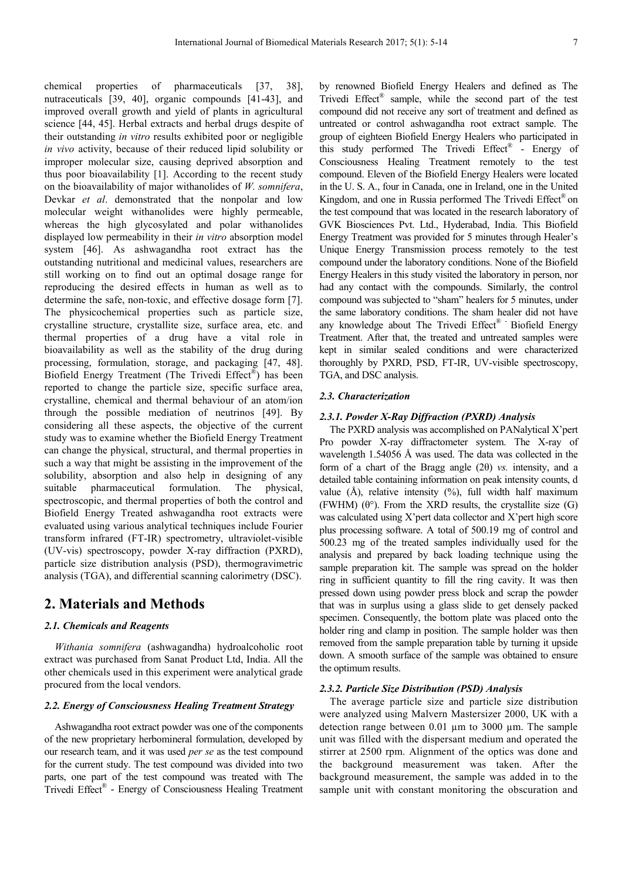chemical properties of pharmaceuticals [37, 38], nutraceuticals [39, 40], organic compounds [41-43], and improved overall growth and yield of plants in agricultural science [44, 45]. Herbal extracts and herbal drugs despite of their outstanding *in vitro* results exhibited poor or negligible *in vivo* activity, because of their reduced lipid solubility or improper molecular size, causing deprived absorption and thus poor bioavailability [1]. According to the recent study on the bioavailability of major withanolides of *W. somnifera*, Devkar *et al*. demonstrated that the nonpolar and low molecular weight withanolides were highly permeable, whereas the high glycosylated and polar withanolides displayed low permeability in their *in vitro* absorption model system [46]. As ashwagandha root extract has the outstanding nutritional and medicinal values, researchers are still working on to find out an optimal dosage range for reproducing the desired effects in human as well as to determine the safe, non-toxic, and effective dosage form [7]. The physicochemical properties such as particle size, crystalline structure, crystallite size, surface area, etc. and thermal properties of a drug have a vital role in bioavailability as well as the stability of the drug during processing, formulation, storage, and packaging [47, 48]. Biofield Energy Treatment (The Trivedi Effect®) has been reported to change the particle size, specific surface area, crystalline, chemical and thermal behaviour of an atom/ion through the possible mediation of neutrinos [49]. By considering all these aspects, the objective of the current study was to examine whether the Biofield Energy Treatment can change the physical, structural, and thermal properties in such a way that might be assisting in the improvement of the solubility, absorption and also help in designing of any suitable pharmaceutical formulation. The physical, spectroscopic, and thermal properties of both the control and Biofield Energy Treated ashwagandha root extracts were evaluated using various analytical techniques include Fourier transform infrared (FT-IR) spectrometry, ultraviolet-visible (UV-vis) spectroscopy, powder X-ray diffraction (PXRD), particle size distribution analysis (PSD), thermogravimetric analysis (TGA), and differential scanning calorimetry (DSC).

## 2. Materials and Methods

### 2.1. Chemicals and Reagents

*Withania somnifera* (ashwagandha) hydroalcoholic root extract was purchased from Sanat Product Ltd, India. All the other chemicals used in this experiment were analytical grade procured from the local vendors.

### 2.2. Energy of Consciousness Healing Treatment Strategy

Ashwagandha root extract powder was one of the components of the new proprietary herbomineral formulation, developed by our research team, and it was used *per se* as the test compound for the current study. The test compound was divided into two parts, one part of the test compound was treated with The Trivedi Effect® - Energy of Consciousness Healing Treatment by renowned Biofield Energy Healers and defined as The Trivedi Effect® sample, while the second part of the test compound did not receive any sort of treatment and defined as untreated or control ashwagandha root extract sample. The group of eighteen Biofield Energy Healers who participated in this study performed The Trivedi Effect® - Energy of Consciousness Healing Treatment remotely to the test compound. Eleven of the Biofield Energy Healers were located in the U. S. A., four in Canada, one in Ireland, one in the United Kingdom, and one in Russia performed The Trivedi Effect® on the test compound that was located in the research laboratory of GVK Biosciences Pvt. Ltd., Hyderabad, India. This Biofield Energy Treatment was provided for 5 minutes through Healer's Unique Energy Transmission process remotely to the test compound under the laboratory conditions. None of the Biofield Energy Healers in this study visited the laboratory in person, nor had any contact with the compounds. Similarly, the control compound was subjected to "sham" healers for 5 minutes, under the same laboratory conditions. The sham healer did not have any knowledge about The Trivedi Effect® - Biofield Energy Treatment. After that, the treated and untreated samples were kept in similar sealed conditions and were characterized thoroughly by PXRD, PSD, FT-IR, UV-visible spectroscopy, TGA, and DSC analysis.

### 2.3. Characterization

#### 2.3.1. Powder X-Ray Diffraction (PXRD) Analysis

The PXRD analysis was accomplished on PANalytical X'pert Pro powder X-ray diffractometer system. The X-ray of wavelength 1.54056 Å was used. The data was collected in the form of a chart of the Bragg angle (2θ) *vs.* intensity, and a detailed table containing information on peak intensity counts, d value (Å), relative intensity (%), full width half maximum (FWHM) (θ°). From the XRD results, the crystallite size (G) was calculated using X'pert data collector and X'pert high score plus processing software. A total of 500.19 mg of control and 500.23 mg of the treated samples individually used for the analysis and prepared by back loading technique using the sample preparation kit. The sample was spread on the holder ring in sufficient quantity to fill the ring cavity. It was then pressed down using powder press block and scrap the powder that was in surplus using a glass slide to get densely packed specimen. Consequently, the bottom plate was placed onto the holder ring and clamp in position. The sample holder was then removed from the sample preparation table by turning it upside down. A smooth surface of the sample was obtained to ensure the optimum results.

#### 2.3.2. Particle Size Distribution (PSD) Analysis

The average particle size and particle size distribution were analyzed using Malvern Mastersizer 2000, UK with a detection range between 0.01 µm to 3000 µm. The sample unit was filled with the dispersant medium and operated the stirrer at 2500 rpm. Alignment of the optics was done and the background measurement was taken. After the background measurement, the sample was added in to the sample unit with constant monitoring the obscuration and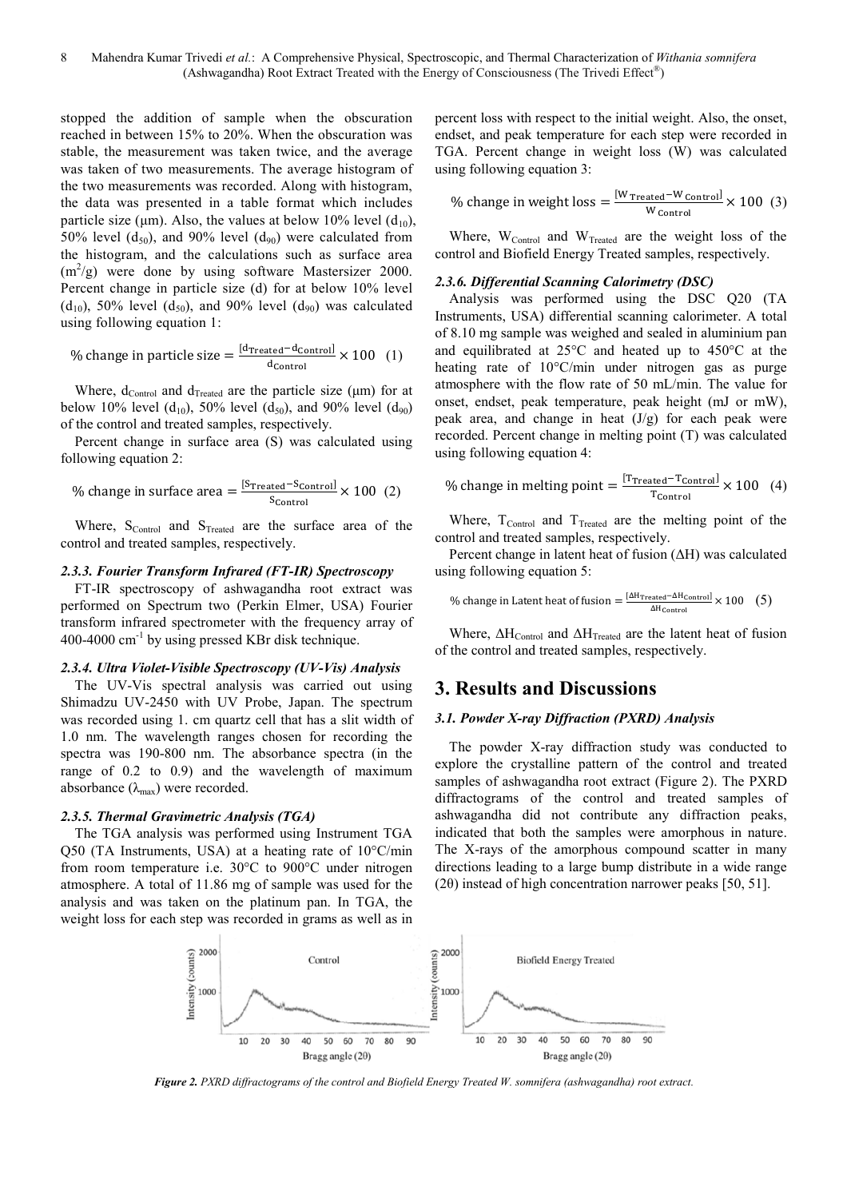stopped the addition of sample when the obscuration reached in between 15% to 20%. When the obscuration was stable, the measurement was taken twice, and the average was taken of two measurements. The average histogram of the two measurements was recorded. Along with histogram, the data was presented in a table format which includes particle size (μm). Also, the values at below 10% level ($d_{10}$), 50% level ($d_{50}$), and 90% level ($d_{90}$) were calculated from the histogram, and the calculations such as surface area ($m^2/g$) were done by using software Mastersizer 2000. Percent change in particle size (d) for at below 10% level ($d_{10}$), 50% level ($d_{50}$), and 90% level ($d_{90}$) was calculated using following equation 1:

$$\%\ \text{change in particle size} = \frac{[d_{\text{Treated}} - d_{\text{Control}}]}{d_{\text{Control}}} \times 100 \quad (1)$$

Where, $d_{Control}$ and $d_{Treated}$ are the particle size (μm) for at below 10% level ($d_{10}$), 50% level ($d_{50}$), and 90% level ($d_{90}$) of the control and treated samples, respectively.

Percent change in surface area (S) was calculated using following equation 2:

$$\%\ \text{change in surface area} = \frac{[S_{\text{Treated}} - S_{\text{Control}}]}{S_{\text{Control}}} \times 100 \quad (2)$$

Where, $S_{Control}$ and $S_{Treated}$ are the surface area of the control and treated samples, respectively.

### *2.3.3. Fourier Transform Infrared (FT-IR) Spectroscopy*

FT-IR spectroscopy of ashwagandha root extract was performed on Spectrum two (Perkin Elmer, USA) Fourier transform infrared spectrometer with the frequency array of 400-4000 $cm^{-1}$ by using pressed KBr disk technique.

### *2.3.4. Ultra Violet-Visible Spectroscopy (UV-Vis) Analysis*

The UV-Vis spectral analysis was carried out using Shimadzu UV-2450 with UV Probe, Japan. The spectrum was recorded using 1. cm quartz cell that has a slit width of 1.0 nm. The wavelength ranges chosen for recording the spectra was 190-800 nm. The absorbance spectra (in the range of 0.2 to 0.9) and the wavelength of maximum absorbance ($\lambda_{max}$) were recorded.

### *2.3.5. Thermal Gravimetric Analysis (TGA)*

The TGA analysis was performed using Instrument TGA Q50 (TA Instruments, USA) at a heating rate of 10°C/min from room temperature i.e. 30°C to 900°C under nitrogen atmosphere. A total of 11.86 mg of sample was used for the analysis and was taken on the platinum pan. In TGA, the weight loss for each step was recorded in grams as well as in percent loss with respect to the initial weight. Also, the onset, endset, and peak temperature for each step were recorded in TGA. Percent change in weight loss (W) was calculated using following equation 3:

$$\%\ \text{change in weight loss} = \frac{[W_{\text{Treated}} - W_{\text{Control}}]}{W_{\text{Control}}} \times 100 \quad (3)$$

Where, $W_{Control}$ and $W_{Treated}$ are the weight loss of the control and Biofield Energy Treated samples, respectively.

### *2.3.6. Differential Scanning Calorimetry (DSC)*

Analysis was performed using the DSC Q20 (TA Instruments, USA) differential scanning calorimeter. A total of 8.10 mg sample was weighed and sealed in aluminium pan and equilibrated at 25°C and heated up to 450°C at the heating rate of 10°C/min under nitrogen gas as purge atmosphere with the flow rate of 50 mL/min. The value for onset, endset, peak temperature, peak height (mJ or mW), peak area, and change in heat (J/g) for each peak were recorded. Percent change in melting point (T) was calculated using following equation 4:

$$\%\ \text{change in melting point} = \frac{[T_{\text{Treated}} - T_{\text{Control}}]}{T_{\text{Control}}} \times 100 \quad (4)$$

Where, $T_{Control}$ and $T_{Treated}$ are the melting point of the control and treated samples, respectively.

Percent change in latent heat of fusion ($\Delta H$) was calculated using following equation 5:

$$\%\ \text{change in Latent heat of fusion} = \frac{[\Delta H_{\text{Treated}} - \Delta H_{\text{Control}}]}{\Delta H_{\text{Control}}} \times 100 \quad (5)$$

Where, $\Delta H_{Control}$ and $\Delta H_{Treated}$ are the latent heat of fusion of the control and treated samples, respectively.

## 3. Results and Discussions

### *3.1. Powder X-ray Diffraction (PXRD) Analysis*

The powder X-ray diffraction study was conducted to explore the crystalline pattern of the control and treated samples of ashwagandha root extract (Figure 2). The PXRD diffractograms of the control and treated samples of ashwagandha did not contribute any diffraction peaks, indicated that both the samples were amorphous in nature. The X-rays of the amorphous compound scatter in many directions leading to a large bump distribute in a wide range (2θ) instead of high concentration narrower peaks [50, 51].

*Figure 2. PXRD diffractograms of the control and Biofield Energy Treated W. somnifera (ashwagandha) root extract.*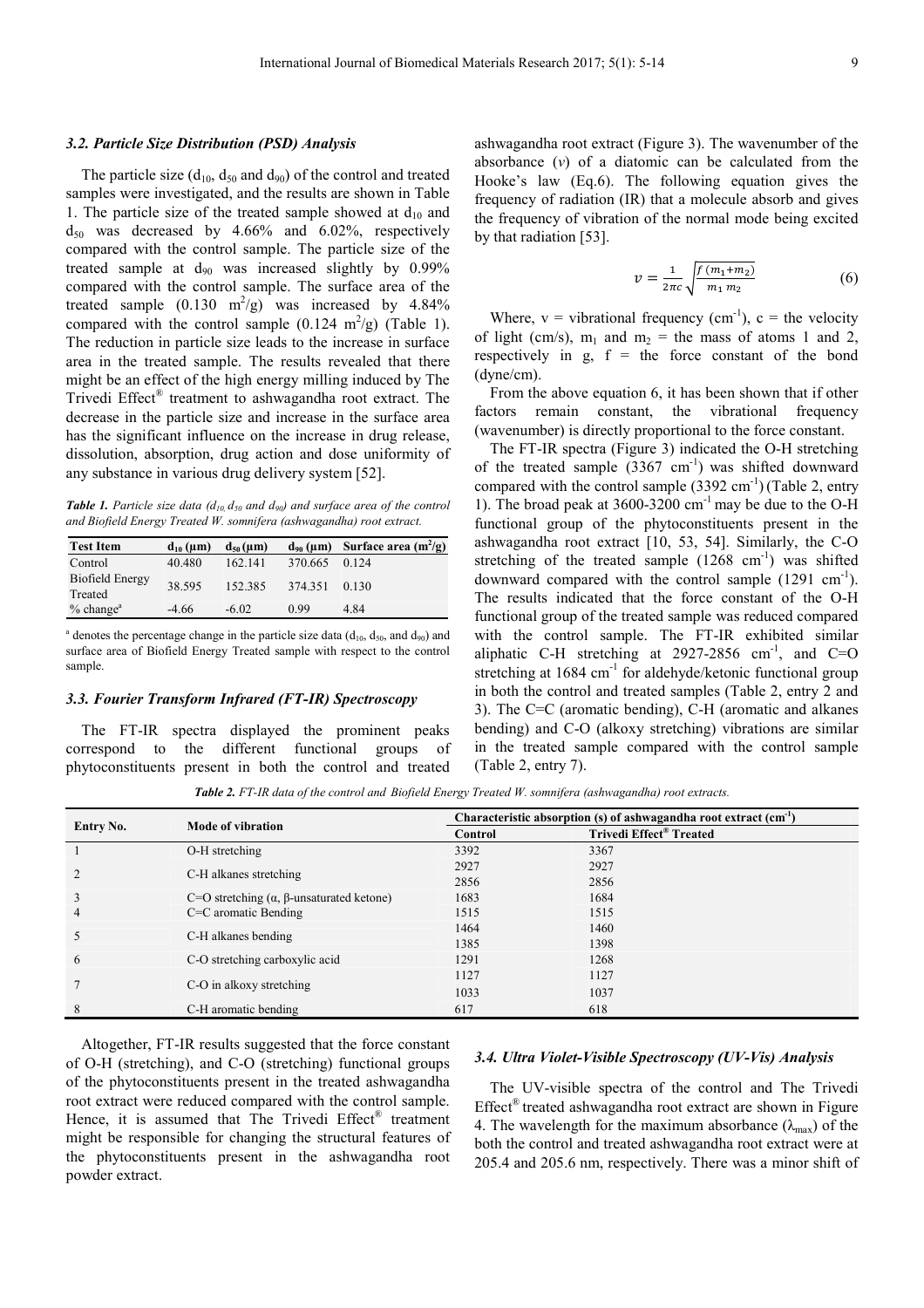### 3.2. Particle Size Distribution (PSD) Analysis

The particle size ($d_{10}$, $d_{50}$ and $d_{90}$) of the control and treated samples were investigated, and the results are shown in Table 1. The particle size of the treated sample showed at $d_{10}$ and $d_{50}$ was decreased by 4.66% and 6.02%, respectively compared with the control sample. The particle size of the treated sample at $d_{90}$ was increased slightly by 0.99% compared with the control sample. The surface area of the treated sample (0.130 $m^2/g$) was increased by 4.84% compared with the control sample (0.124 $m^2/g$) (Table 1). The reduction in particle size leads to the increase in surface area in the treated sample. The results revealed that there might be an effect of the high energy milling induced by The Trivedi Effect® treatment to ashwagandha root extract. The decrease in the particle size and increase in the surface area has the significant influence on the increase in drug release, dissolution, absorption, drug action and dose uniformity of any substance in various drug delivery system [52].

***Table 1.*** *Particle size data ($d_{10}$, $d_{50}$ and $d_{90}$) and surface area of the control and Biofield Energy Treated W. somnifera (ashwagandha) root extract.*

| Test Item | $d_{10}$ (μm) | $d_{50}$ (μm) | $d_{90}$ (μm) | Surface area ($m^2/g$) |
|---|---|---|---|---|
| Control | 40.480 | 162.141 | 370.665 | 0.124 |
| Biofield Energy Treated | 38.595 | 152.385 | 374.351 | 0.130 |
| % change[a] | -4.66 | -6.02 | 0.99 | 4.84 |

[a] denotes the percentage change in the particle size data ($d_{10}$, $d_{50}$, and $d_{90}$) and surface area of Biofield Energy Treated sample with respect to the control sample.

### 3.3. Fourier Transform Infrared (FT-IR) Spectroscopy

The FT-IR spectra displayed the prominent peaks correspond to the different functional groups of phytoconstituents present in both the control and treated ashwagandha root extract (Figure 3). The wavenumber of the absorbance ($v$) of a diatomic can be calculated from the Hooke's law (Eq.6). The following equation gives the frequency of radiation (IR) that a molecule absorb and gives the frequency of vibration of the normal mode being excited by that radiation [53].

$$v = \frac{1}{2\pi c}\sqrt{\frac{f\,(m_1+m_2)}{m_1\,m_2}} \tag{6}$$

Where, v = vibrational frequency ($cm^{-1}$), c = the velocity of light (cm/s), $m_1$ and $m_2$ = the mass of atoms 1 and 2, respectively in g, f = the force constant of the bond (dyne/cm).

From the above equation 6, it has been shown that if other factors remain constant, the vibrational frequency (wavenumber) is directly proportional to the force constant.

The FT-IR spectra (Figure 3) indicated the O-H stretching of the treated sample (3367 $cm^{-1}$) was shifted downward compared with the control sample (3392 $cm^{-1}$) (Table 2, entry 1). The broad peak at 3600-3200 $cm^{-1}$ may be due to the O-H functional group of the phytoconstituents present in the ashwagandha root extract [10, 53, 54]. Similarly, the C-O stretching of the treated sample (1268 $cm^{-1}$) was shifted downward compared with the control sample (1291 $cm^{-1}$). The results indicated that the force constant of the O-H functional group of the treated sample was reduced compared with the control sample. The FT-IR exhibited similar aliphatic C-H stretching at 2927-2856 $cm^{-1}$, and C=O stretching at 1684 $cm^{-1}$ for aldehyde/ketonic functional group in both the control and treated samples (Table 2, entry 2 and 3). The C=C (aromatic bending), C-H (aromatic and alkanes bending) and C-O (alkoxy stretching) vibrations are similar in the treated sample compared with the control sample (Table 2, entry 7).

***Table 2.*** *FT-IR data of the control and Biofield Energy Treated W. somnifera (ashwagandha) root extracts.*

| Entry No. | Mode of vibration | Characteristic absorption (s) of ashwagandha root extract ($cm^{-1}$) | |
|---|---|---|---|
| | | Control | Trivedi Effect® Treated |
| 1 | O-H stretching | 3392 | 3367 |
| 2 | C-H alkanes stretching | 2927<br>2856 | 2927<br>2856 |
| 3 | C=O stretching (α, β-unsaturated ketone) | 1683 | 1684 |
| 4 | C=C aromatic Bending | 1515 | 1515 |
| 5 | C-H alkanes bending | 1464<br>1385 | 1460<br>1398 |
| 6 | C-O stretching carboxylic acid | 1291 | 1268 |
| 7 | C-O in alkoxy stretching | 1127<br>1033 | 1127<br>1037 |
| 8 | C-H aromatic bending | 617 | 618 |

Altogether, FT-IR results suggested that the force constant of O-H (stretching), and C-O (stretching) functional groups of the phytoconstituents present in the treated ashwagandha root extract were reduced compared with the control sample. Hence, it is assumed that The Trivedi Effect® treatment might be responsible for changing the structural features of the phytoconstituents present in the ashwagandha root powder extract.

### 3.4. Ultra Violet-Visible Spectroscopy (UV-Vis) Analysis

The UV-visible spectra of the control and The Trivedi Effect® treated ashwagandha root extract are shown in Figure 4. The wavelength for the maximum absorbance ($\lambda_{max}$) of the both the control and treated ashwagandha root extract were at 205.4 and 205.6 nm, respectively. There was a minor shift of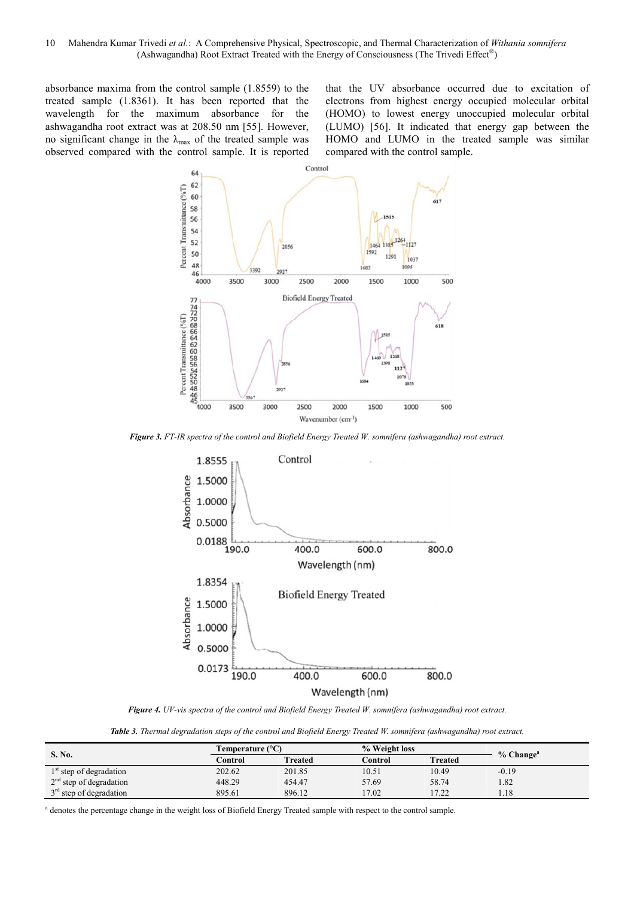absorbance maxima from the control sample (1.8559) to the treated sample (1.8361). It has been reported that the wavelength for the maximum absorbance for the ashwagandha root extract was at 208.50 nm [55]. However, no significant change in the $\lambda_{max}$ of the treated sample was observed compared with the control sample. It is reported that the UV absorbance occurred due to excitation of electrons from highest energy occupied molecular orbital (HOMO) to lowest energy unoccupied molecular orbital (LUMO) [56]. It indicated that energy gap between the HOMO and LUMO in the treated sample was similar compared with the control sample.

***Figure 3.*** *FT-IR spectra of the control and Biofield Energy Treated W. somnifera (ashwagandha) root extract.*

***Figure 4.*** *UV-vis spectra of the control and Biofield Energy Treated W. somnifera (ashwagandha) root extract.*

***Table 3.*** *Thermal degradation steps of the control and Biofield Energy Treated W. somnifera (ashwagandha) root extract.*

| S. No. | Temperature (°C) | | % Weight loss | | % Change[a] |
|---|---|---|---|---|---|
| | Control | Treated | Control | Treated | |
| 1st step of degradation | 202.62 | 201.85 | 10.51 | 10.49 | -0.19 |
| 2nd step of degradation | 448.29 | 454.47 | 57.69 | 58.74 | 1.82 |
| 3rd step of degradation | 895.61 | 896.12 | 17.02 | 17.22 | 1.18 |

[a] denotes the percentage change in the weight loss of Biofield Energy Treated sample with respect to the control sample.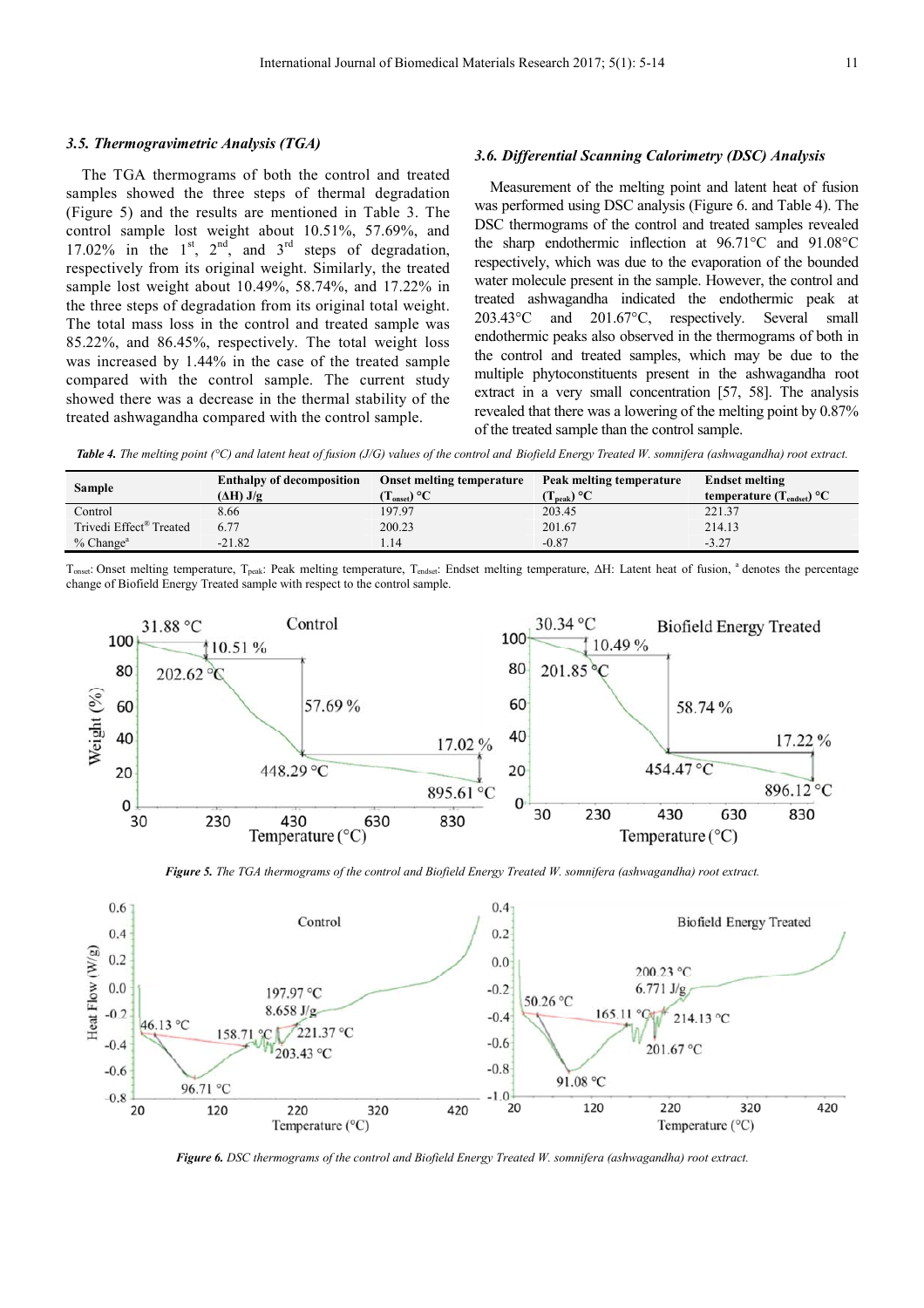### 3.5. Thermogravimetric Analysis (TGA)

The TGA thermograms of both the control and treated samples showed the three steps of thermal degradation (Figure 5) and the results are mentioned in Table 3. The control sample lost weight about 10.51%, 57.69%, and 17.02% in the 1st, 2nd, and 3rd steps of degradation, respectively from its original weight. Similarly, the treated sample lost weight about 10.49%, 58.74%, and 17.22% in the three steps of degradation from its original total weight. The total mass loss in the control and treated sample was 85.22%, and 86.45%, respectively. The total weight loss was increased by 1.44% in the case of the treated sample compared with the control sample. The current study showed there was a decrease in the thermal stability of the treated ashwagandha compared with the control sample.

### 3.6. Differential Scanning Calorimetry (DSC) Analysis

Measurement of the melting point and latent heat of fusion was performed using DSC analysis (Figure 6. and Table 4). The DSC thermograms of the control and treated samples revealed the sharp endothermic inflection at 96.71°C and 91.08°C respectively, which was due to the evaporation of the bounded water molecule present in the sample. However, the control and treated ashwagandha indicated the endothermic peak at 203.43°C and 201.67°C, respectively. Several small endothermic peaks also observed in the thermograms of both in the control and treated samples, which may be due to the multiple phytoconstituents present in the ashwagandha root extract in a very small concentration [57, 58]. The analysis revealed that there was a lowering of the melting point by 0.87% of the treated sample than the control sample.

***Table 4.*** *The melting point (°C) and latent heat of fusion (J/G) values of the control and Biofield Energy Treated W. somnifera (ashwagandha) root extract.*

| Sample | Enthalpy of decomposition (ΔH) J/g | Onset melting temperature ($T_{onset}$) °C | Peak melting temperature ($T_{peak}$) °C | Endset melting temperature ($T_{endset}$) °C |
|---|---|---|---|---|
| Control | 8.66 | 197.97 | 203.45 | 221.37 |
| Trivedi Effect® Treated | 6.77 | 200.23 | 201.67 | 214.13 |
| % Change[a] | -21.82 | 1.14 | -0.87 | -3.27 |

$T_{onset}$: Onset melting temperature, $T_{peak}$: Peak melting temperature, $T_{endset}$: Endset melting temperature, ΔH: Latent heat of fusion, [a] denotes the percentage change of Biofield Energy Treated sample with respect to the control sample.

***Figure 5.*** *The TGA thermograms of the control and Biofield Energy Treated W. somnifera (ashwagandha) root extract.*

***Figure 6.*** *DSC thermograms of the control and Biofield Energy Treated W. somnifera (ashwagandha) root extract.*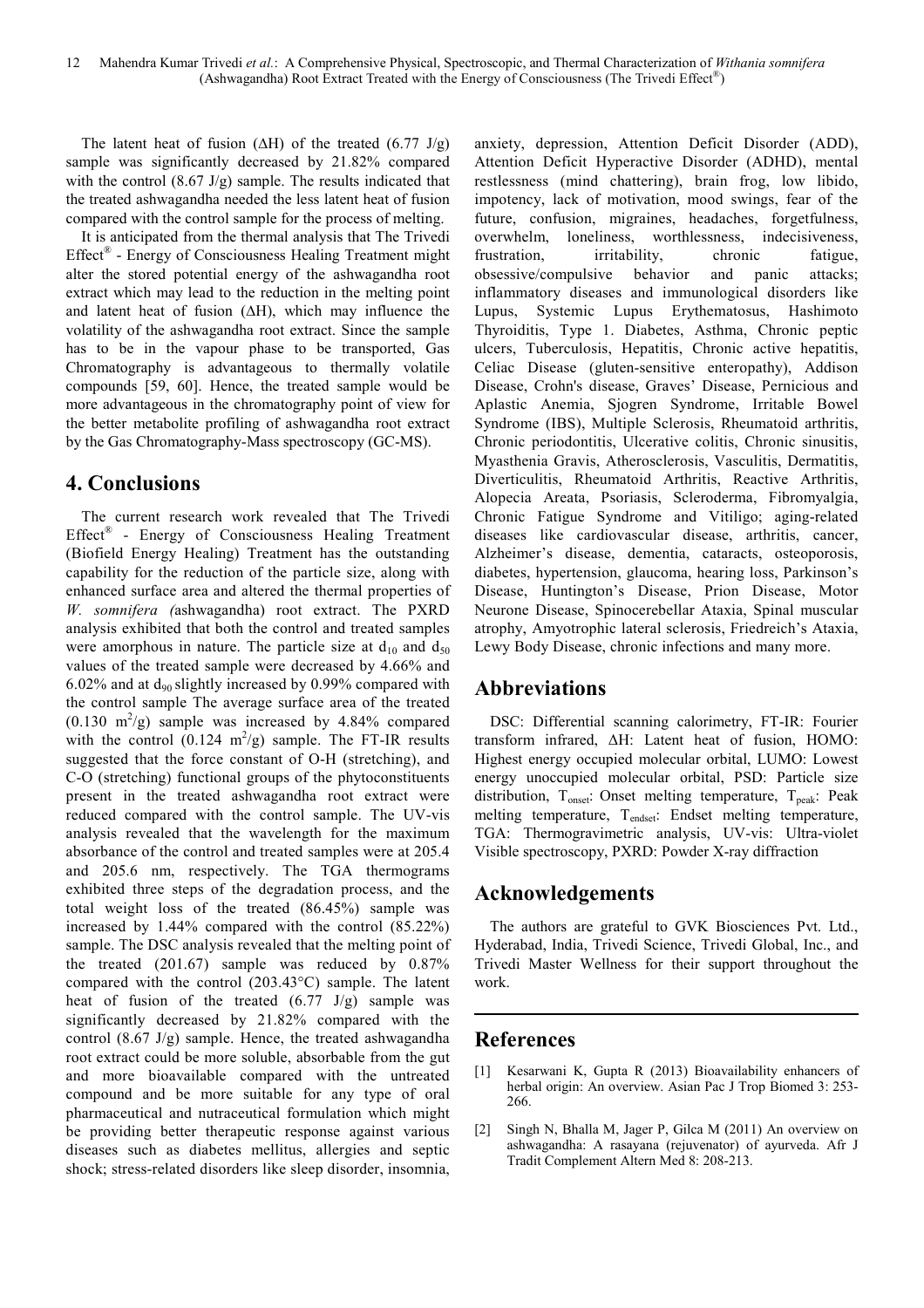The latent heat of fusion (ΔH) of the treated (6.77 J/g) sample was significantly decreased by 21.82% compared with the control (8.67 J/g) sample. The results indicated that the treated ashwagandha needed the less latent heat of fusion compared with the control sample for the process of melting.

It is anticipated from the thermal analysis that The Trivedi Effect® - Energy of Consciousness Healing Treatment might alter the stored potential energy of the ashwagandha root extract which may lead to the reduction in the melting point and latent heat of fusion (ΔH), which may influence the volatility of the ashwagandha root extract. Since the sample has to be in the vapour phase to be transported, Gas Chromatography is advantageous to thermally volatile compounds [59, 60]. Hence, the treated sample would be more advantageous in the chromatography point of view for the better metabolite profiling of ashwagandha root extract by the Gas Chromatography-Mass spectroscopy (GC-MS).

## 4. Conclusions

The current research work revealed that The Trivedi Effect® - Energy of Consciousness Healing Treatment (Biofield Energy Healing) Treatment has the outstanding capability for the reduction of the particle size, along with enhanced surface area and altered the thermal properties of *W. somnifera (*ashwagandha) root extract. The PXRD analysis exhibited that both the control and treated samples were amorphous in nature. The particle size at $d_{10}$ and $d_{50}$ values of the treated sample were decreased by 4.66% and 6.02% and at $d_{90}$ slightly increased by 0.99% compared with the control sample The average surface area of the treated (0.130 $m^2/g$) sample was increased by 4.84% compared with the control (0.124 $m^2/g$) sample. The FT-IR results suggested that the force constant of O-H (stretching), and C-O (stretching) functional groups of the phytoconstituents present in the treated ashwagandha root extract were reduced compared with the control sample. The UV-vis analysis revealed that the wavelength for the maximum absorbance of the control and treated samples were at 205.4 and 205.6 nm, respectively. The TGA thermograms exhibited three steps of the degradation process, and the total weight loss of the treated (86.45%) sample was increased by 1.44% compared with the control (85.22%) sample. The DSC analysis revealed that the melting point of the treated (201.67) sample was reduced by 0.87% compared with the control (203.43°C) sample. The latent heat of fusion of the treated (6.77 J/g) sample was significantly decreased by 21.82% compared with the control (8.67 J/g) sample. Hence, the treated ashwagandha root extract could be more soluble, absorbable from the gut and more bioavailable compared with the untreated compound and be more suitable for any type of oral pharmaceutical and nutraceutical formulation which might be providing better therapeutic response against various diseases such as diabetes mellitus, allergies and septic shock; stress-related disorders like sleep disorder, insomnia, anxiety, depression, Attention Deficit Disorder (ADD), Attention Deficit Hyperactive Disorder (ADHD), mental restlessness (mind chattering), brain frog, low libido, impotency, lack of motivation, mood swings, fear of the future, confusion, migraines, headaches, forgetfulness, overwhelm, loneliness, worthlessness, indecisiveness, frustration, irritability, chronic fatigue, obsessive/compulsive behavior and panic attacks; inflammatory diseases and immunological disorders like Lupus, Systemic Lupus Erythematosus, Hashimoto Thyroiditis, Type 1. Diabetes, Asthma, Chronic peptic ulcers, Tuberculosis, Hepatitis, Chronic active hepatitis, Celiac Disease (gluten-sensitive enteropathy), Addison Disease, Crohn's disease, Graves' Disease, Pernicious and Aplastic Anemia, Sjogren Syndrome, Irritable Bowel Syndrome (IBS), Multiple Sclerosis, Rheumatoid arthritis, Chronic periodontitis, Ulcerative colitis, Chronic sinusitis, Myasthenia Gravis, Atherosclerosis, Vasculitis, Dermatitis, Diverticulitis, Rheumatoid Arthritis, Reactive Arthritis, Alopecia Areata, Psoriasis, Scleroderma, Fibromyalgia, Chronic Fatigue Syndrome and Vitiligo; aging-related diseases like cardiovascular disease, arthritis, cancer, Alzheimer's disease, dementia, cataracts, osteoporosis, diabetes, hypertension, glaucoma, hearing loss, Parkinson's Disease, Huntington's Disease, Prion Disease, Motor Neurone Disease, Spinocerebellar Ataxia, Spinal muscular atrophy, Amyotrophic lateral sclerosis, Friedreich's Ataxia, Lewy Body Disease, chronic infections and many more.

## Abbreviations

DSC: Differential scanning calorimetry, FT-IR: Fourier transform infrared, ΔH: Latent heat of fusion, HOMO: Highest energy occupied molecular orbital, LUMO: Lowest energy unoccupied molecular orbital, PSD: Particle size distribution, $T_{onset}$: Onset melting temperature, $T_{peak}$: Peak melting temperature, $T_{endset}$: Endset melting temperature, TGA: Thermogravimetric analysis, UV-vis: Ultra-violet Visible spectroscopy, PXRD: Powder X-ray diffraction

## Acknowledgements

The authors are grateful to GVK Biosciences Pvt. Ltd., Hyderabad, India, Trivedi Science, Trivedi Global, Inc., and Trivedi Master Wellness for their support throughout the work.

## References

[1] Kesarwani K, Gupta R (2013) Bioavailability enhancers of herbal origin: An overview. Asian Pac J Trop Biomed 3: 253-266.

[2] Singh N, Bhalla M, Jager P, Gilca M (2011) An overview on ashwagandha: A rasayana (rejuvenator) of ayurveda. Afr J Tradit Complement Altern Med 8: 208-213.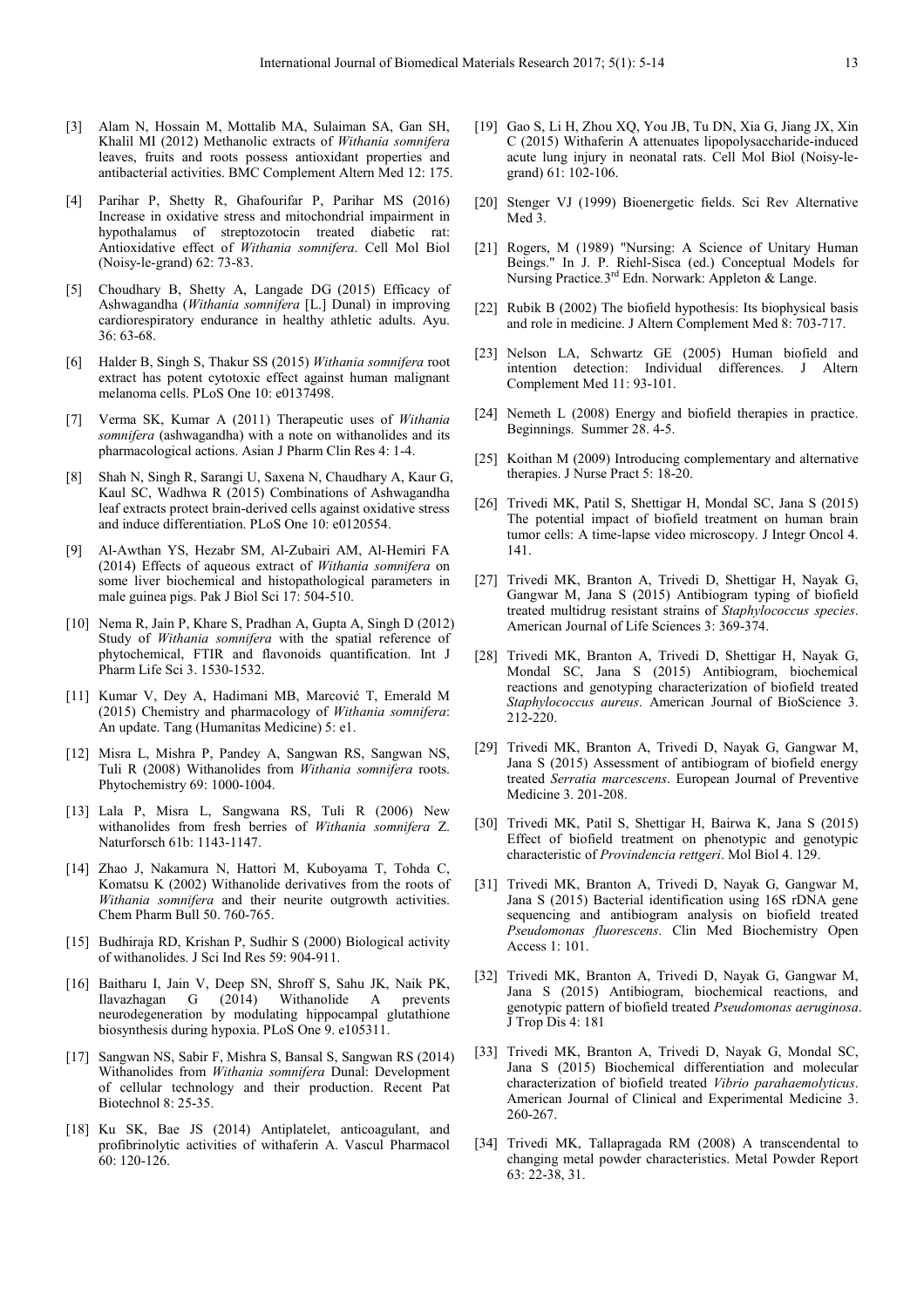[3] Alam N, Hossain M, Mottalib MA, Sulaiman SA, Gan SH, Khalil MI (2012) Methanolic extracts of *Withania somnifera* leaves, fruits and roots possess antioxidant properties and antibacterial activities. BMC Complement Altern Med 12: 175.

[4] Parihar P, Shetty R, Ghafourifar P, Parihar MS (2016) Increase in oxidative stress and mitochondrial impairment in hypothalamus of streptozotocin treated diabetic rat: Antioxidative effect of *Withania somnifera*. Cell Mol Biol (Noisy-le-grand) 62: 73-83.

[5] Choudhary B, Shetty A, Langade DG (2015) Efficacy of Ashwagandha (*Withania somnifera* [L.] Dunal) in improving cardiorespiratory endurance in healthy athletic adults. Ayu. 36: 63-68.

[6] Halder B, Singh S, Thakur SS (2015) *Withania somnifera* root extract has potent cytotoxic effect against human malignant melanoma cells. PLoS One 10: e0137498.

[7] Verma SK, Kumar A (2011) Therapeutic uses of *Withania somnifera* (ashwagandha) with a note on withanolides and its pharmacological actions. Asian J Pharm Clin Res 4: 1-4.

[8] Shah N, Singh R, Sarangi U, Saxena N, Chaudhary A, Kaur G, Kaul SC, Wadhwa R (2015) Combinations of Ashwagandha leaf extracts protect brain-derived cells against oxidative stress and induce differentiation. PLoS One 10: e0120554.

[9] Al-Awthan YS, Hezabr SM, Al-Zubairi AM, Al-Hemiri FA (2014) Effects of aqueous extract of *Withania somnifera* on some liver biochemical and histopathological parameters in male guinea pigs. Pak J Biol Sci 17: 504-510.

[10] Nema R, Jain P, Khare S, Pradhan A, Gupta A, Singh D (2012) Study of *Withania somnifera* with the spatial reference of phytochemical, FTIR and flavonoids quantification. Int J Pharm Life Sci 3. 1530-1532.

[11] Kumar V, Dey A, Hadimani MB, Marcović T, Emerald M (2015) Chemistry and pharmacology of *Withania somnifera*: An update. Tang (Humanitas Medicine) 5: e1.

[12] Misra L, Mishra P, Pandey A, Sangwan RS, Sangwan NS, Tuli R (2008) Withanolides from *Withania somnifera* roots. Phytochemistry 69: 1000-1004.

[13] Lala P, Misra L, Sangwana RS, Tuli R (2006) New withanolides from fresh berries of *Withania somnifera* Z. Naturforsch 61b: 1143-1147.

[14] Zhao J, Nakamura N, Hattori M, Kuboyama T, Tohda C, Komatsu K (2002) Withanolide derivatives from the roots of *Withania somnifera* and their neurite outgrowth activities. Chem Pharm Bull 50. 760-765.

[15] Budhiraja RD, Krishan P, Sudhir S (2000) Biological activity of withanolides. J Sci Ind Res 59: 904-911.

[16] Baitharu I, Jain V, Deep SN, Shroff S, Sahu JK, Naik PK, Ilavazhagan G (2014) Withanolide A prevents neurodegeneration by modulating hippocampal glutathione biosynthesis during hypoxia. PLoS One 9. e105311.

[17] Sangwan NS, Sabir F, Mishra S, Bansal S, Sangwan RS (2014) Withanolides from *Withania somnifera* Dunal: Development of cellular technology and their production. Recent Pat Biotechnol 8: 25-35.

[18] Ku SK, Bae JS (2014) Antiplatelet, anticoagulant, and profibrinolytic activities of withaferin A. Vascul Pharmacol 60: 120-126.

[19] Gao S, Li H, Zhou XQ, You JB, Tu DN, Xia G, Jiang JX, Xin C (2015) Withaferin A attenuates lipopolysaccharide-induced acute lung injury in neonatal rats. Cell Mol Biol (Noisy-le-grand) 61: 102-106.

[20] Stenger VJ (1999) Bioenergetic fields. Sci Rev Alternative Med 3.

[21] Rogers, M (1989) "Nursing: A Science of Unitary Human Beings." In J. P. Riehl-Sisca (ed.) Conceptual Models for Nursing Practice. 3rd Edn. Norwark: Appleton & Lange.

[22] Rubik B (2002) The biofield hypothesis: Its biophysical basis and role in medicine. J Altern Complement Med 8: 703-717.

[23] Nelson LA, Schwartz GE (2005) Human biofield and intention detection: Individual differences. J Altern Complement Med 11: 93-101.

[24] Nemeth L (2008) Energy and biofield therapies in practice. Beginnings. Summer 28. 4-5.

[25] Koithan M (2009) Introducing complementary and alternative therapies. J Nurse Pract 5: 18-20.

[26] Trivedi MK, Patil S, Shettigar H, Mondal SC, Jana S (2015) The potential impact of biofield treatment on human brain tumor cells: A time-lapse video microscopy. J Integr Oncol 4. 141.

[27] Trivedi MK, Branton A, Trivedi D, Shettigar H, Nayak G, Gangwar M, Jana S (2015) Antibiogram typing of biofield treated multidrug resistant strains of *Staphylococcus species*. American Journal of Life Sciences 3: 369-374.

[28] Trivedi MK, Branton A, Trivedi D, Shettigar H, Nayak G, Mondal SC, Jana S (2015) Antibiogram, biochemical reactions and genotyping characterization of biofield treated *Staphylococcus aureus*. American Journal of BioScience 3. 212-220.

[29] Trivedi MK, Branton A, Trivedi D, Nayak G, Gangwar M, Jana S (2015) Assessment of antibiogram of biofield energy treated *Serratia marcescens*. European Journal of Preventive Medicine 3. 201-208.

[30] Trivedi MK, Patil S, Shettigar H, Bairwa K, Jana S (2015) Effect of biofield treatment on phenotypic and genotypic characteristic of *Provindencia rettgeri*. Mol Biol 4. 129.

[31] Trivedi MK, Branton A, Trivedi D, Nayak G, Gangwar M, Jana S (2015) Bacterial identification using 16S rDNA gene sequencing and antibiogram analysis on biofield treated *Pseudomonas fluorescens*. Clin Med Biochemistry Open Access 1: 101.

[32] Trivedi MK, Branton A, Trivedi D, Nayak G, Gangwar M, Jana S (2015) Antibiogram, biochemical reactions, and genotypic pattern of biofield treated *Pseudomonas aeruginosa*. J Trop Dis 4: 181

[33] Trivedi MK, Branton A, Trivedi D, Nayak G, Mondal SC, Jana S (2015) Biochemical differentiation and molecular characterization of biofield treated *Vibrio parahaemolyticus*. American Journal of Clinical and Experimental Medicine 3. 260-267.

[34] Trivedi MK, Tallapragada RM (2008) A transcendental to changing metal powder characteristics. Metal Powder Report 63: 22-38, 31.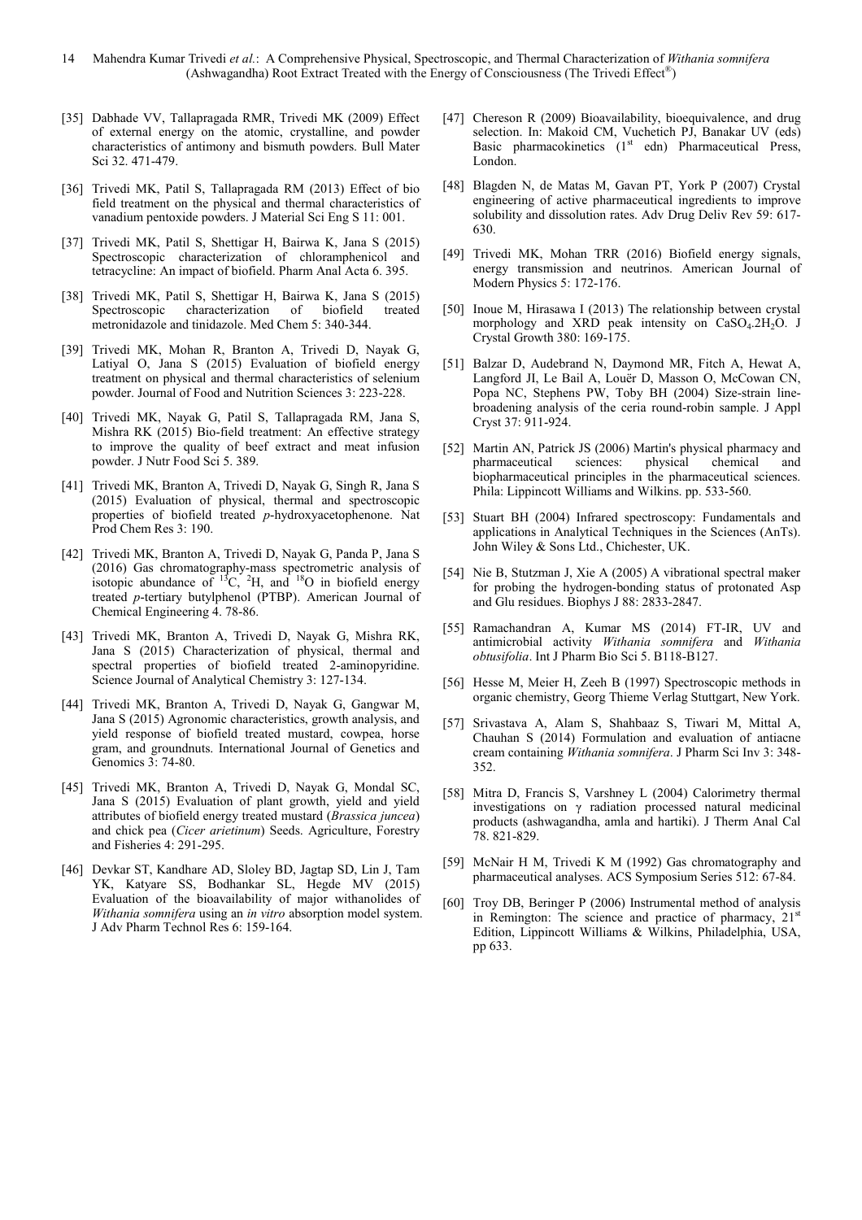[35] Dabhade VV, Tallapragada RMR, Trivedi MK (2009) Effect of external energy on the atomic, crystalline, and powder characteristics of antimony and bismuth powders. Bull Mater Sci 32. 471-479.

[36] Trivedi MK, Patil S, Tallapragada RM (2013) Effect of bio field treatment on the physical and thermal characteristics of vanadium pentoxide powders. J Material Sci Eng S 11: 001.

[37] Trivedi MK, Patil S, Shettigar H, Bairwa K, Jana S (2015) Spectroscopic characterization of chloramphenicol and tetracycline: An impact of biofield. Pharm Anal Acta 6. 395.

[38] Trivedi MK, Patil S, Shettigar H, Bairwa K, Jana S (2015) Spectroscopic characterization of biofield treated metronidazole and tinidazole. Med Chem 5: 340-344.

[39] Trivedi MK, Mohan R, Branton A, Trivedi D, Nayak G, Latiyal O, Jana S (2015) Evaluation of biofield energy treatment on physical and thermal characteristics of selenium powder. Journal of Food and Nutrition Sciences 3: 223-228.

[40] Trivedi MK, Nayak G, Patil S, Tallapragada RM, Jana S, Mishra RK (2015) Bio-field treatment: An effective strategy to improve the quality of beef extract and meat infusion powder. J Nutr Food Sci 5. 389.

[41] Trivedi MK, Branton A, Trivedi D, Nayak G, Singh R, Jana S (2015) Evaluation of physical, thermal and spectroscopic properties of biofield treated *p*-hydroxyacetophenone. Nat Prod Chem Res 3: 190.

[42] Trivedi MK, Branton A, Trivedi D, Nayak G, Panda P, Jana S (2016) Gas chromatography-mass spectrometric analysis of isotopic abundance of $^{13}C$, $^{2}H$, and $^{18}O$ in biofield energy treated *p*-tertiary butylphenol (PTBP). American Journal of Chemical Engineering 4. 78-86.

[43] Trivedi MK, Branton A, Trivedi D, Nayak G, Mishra RK, Jana S (2015) Characterization of physical, thermal and spectral properties of biofield treated 2-aminopyridine. Science Journal of Analytical Chemistry 3: 127-134.

[44] Trivedi MK, Branton A, Trivedi D, Nayak G, Gangwar M, Jana S (2015) Agronomic characteristics, growth analysis, and yield response of biofield treated mustard, cowpea, horse gram, and groundnuts. International Journal of Genetics and Genomics 3: 74-80.

[45] Trivedi MK, Branton A, Trivedi D, Nayak G, Mondal SC, Jana S (2015) Evaluation of plant growth, yield and yield attributes of biofield energy treated mustard (*Brassica juncea*) and chick pea (*Cicer arietinum*) Seeds. Agriculture, Forestry and Fisheries 4: 291-295.

[46] Devkar ST, Kandhare AD, Sloley BD, Jagtap SD, Lin J, Tam YK, Katyare SS, Bodhankar SL, Hegde MV (2015) Evaluation of the bioavailability of major withanolides of *Withania somnifera* using an *in vitro* absorption model system. J Adv Pharm Technol Res 6: 159-164.

[47] Chereson R (2009) Bioavailability, bioequivalence, and drug selection. In: Makoid CM, Vuchetich PJ, Banakar UV (eds) Basic pharmacokinetics (1st edn) Pharmaceutical Press, London.

[48] Blagden N, de Matas M, Gavan PT, York P (2007) Crystal engineering of active pharmaceutical ingredients to improve solubility and dissolution rates. Adv Drug Deliv Rev 59: 617-630.

[49] Trivedi MK, Mohan TRR (2016) Biofield energy signals, energy transmission and neutrinos. American Journal of Modern Physics 5: 172-176.

[50] Inoue M, Hirasawa I (2013) The relationship between crystal morphology and XRD peak intensity on $CaSO_4.2H_2O$. J Crystal Growth 380: 169-175.

[51] Balzar D, Audebrand N, Daymond MR, Fitch A, Hewat A, Langford JI, Le Bail A, Louër D, Masson O, McCowan CN, Popa NC, Stephens PW, Toby BH (2004) Size-strain line-broadening analysis of the ceria round-robin sample. J Appl Cryst 37: 911-924.

[52] Martin AN, Patrick JS (2006) Martin's physical pharmacy and pharmaceutical sciences: physical chemical and biopharmaceutical principles in the pharmaceutical sciences. Phila: Lippincott Williams and Wilkins. pp. 533-560.

[53] Stuart BH (2004) Infrared spectroscopy: Fundamentals and applications in Analytical Techniques in the Sciences (AnTs). John Wiley & Sons Ltd., Chichester, UK.

[54] Nie B, Stutzman J, Xie A (2005) A vibrational spectral maker for probing the hydrogen-bonding status of protonated Asp and Glu residues. Biophys J 88: 2833-2847.

[55] Ramachandran A, Kumar MS (2014) FT-IR, UV and antimicrobial activity *Withania somnifera* and *Withania obtusifolia*. Int J Pharm Bio Sci 5. B118-B127.

[56] Hesse M, Meier H, Zeeh B (1997) Spectroscopic methods in organic chemistry, Georg Thieme Verlag Stuttgart, New York.

[57] Srivastava A, Alam S, Shahbaaz S, Tiwari M, Mittal A, Chauhan S (2014) Formulation and evaluation of antiacne cream containing *Withania somnifera*. J Pharm Sci Inv 3: 348-352.

[58] Mitra D, Francis S, Varshney L (2004) Calorimetry thermal investigations on $\gamma$ radiation processed natural medicinal products (ashwagandha, amla and hartiki). J Therm Anal Cal 78. 821-829.

[59] McNair H M, Trivedi K M (1992) Gas chromatography and pharmaceutical analyses. ACS Symposium Series 512: 67-84.

[60] Troy DB, Beringer P (2006) Instrumental method of analysis in Remington: The science and practice of pharmacy, 21st Edition, Lippincott Williams & Wilkins, Philadelphia, USA, pp 633.